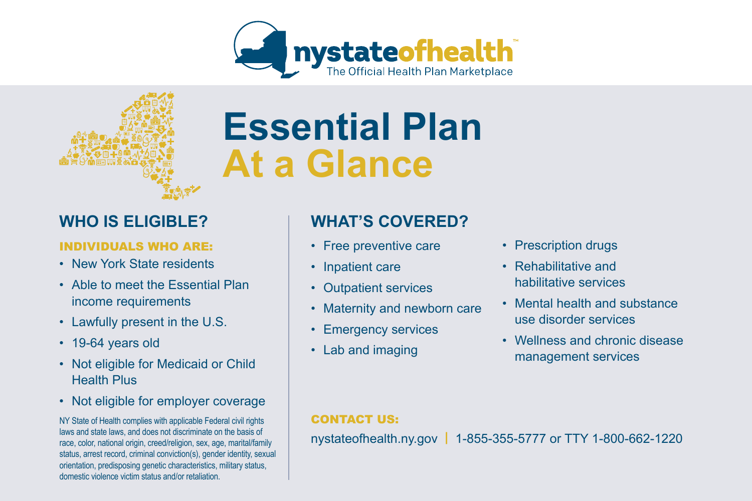nystateofhealth™
The Official Health Plan Marketplace

# Essential Plan At a Glance

## WHO IS ELIGIBLE?

### INDIVIDUALS WHO ARE:

- New York State residents
- Able to meet the Essential Plan income requirements
- Lawfully present in the U.S.
- 19-64 years old
- Not eligible for Medicaid or Child Health Plus
- Not eligible for employer coverage

NY State of Health complies with applicable Federal civil rights laws and state laws, and does not discriminate on the basis of race, color, national origin, creed/religion, sex, age, marital/family status, arrest record, criminal conviction(s), gender identity, sexual orientation, predisposing genetic characteristics, military status, domestic violence victim status and/or retaliation.

## WHAT'S COVERED?

- Free preventive care
- Inpatient care
- Outpatient services
- Maternity and newborn care
- Emergency services
- Lab and imaging
- Prescription drugs
- Rehabilitative and habilitative services
- Mental health and substance use disorder services
- Wellness and chronic disease management services

### CONTACT US:

nystateofhealth.ny.gov | 1-855-355-5777 or TTY 1-800-662-1220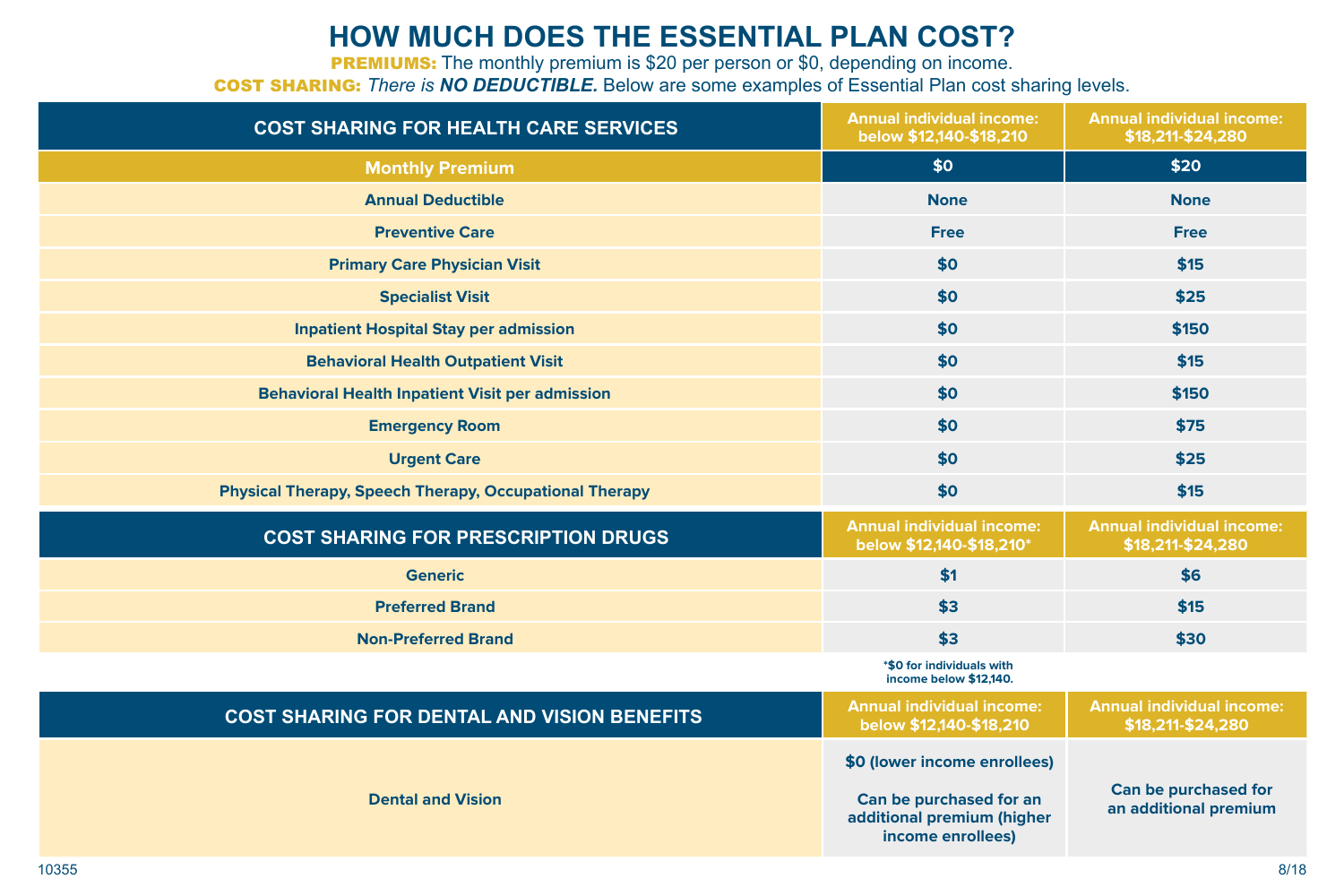# HOW MUCH DOES THE ESSENTIAL PLAN COST?

**PREMIUMS:** The monthly premium is $20 per person or $0, depending on income.

**COST SHARING:** *There is **NO DEDUCTIBLE.*** Below are some examples of Essential Plan cost sharing levels.

| COST SHARING FOR HEALTH CARE SERVICES | Annual individual income: below $12,140-$18,210 | Annual individual income: $18,211-$24,280 |
|---|---|---|
| **Monthly Premium** | $0 | $20 |
| Annual Deductible | None | None |
| Preventive Care | Free | Free |
| Primary Care Physician Visit | $0 | $15 |
| Specialist Visit | $0 | $25 |
| Inpatient Hospital Stay per admission | $0 | $150 |
| Behavioral Health Outpatient Visit | $0 | $15 |
| Behavioral Health Inpatient Visit per admission | $0 | $150 |
| Emergency Room | $0 | $75 |
| Urgent Care | $0 | $25 |
| Physical Therapy, Speech Therapy, Occupational Therapy | $0 | $15 |

| COST SHARING FOR PRESCRIPTION DRUGS | Annual individual income: below $12,140-$18,210* | Annual individual income: $18,211-$24,280 |
|---|---|---|
| Generic | $1 | $6 |
| Preferred Brand | $3 | $15 |
| Non-Preferred Brand | $3 | $30 |

*$0 for individuals with income below $12,140.

| COST SHARING FOR DENTAL AND VISION BENEFITS | Annual individual income: below $12,140-$18,210 | Annual individual income: $18,211-$24,280 |
|---|---|---|
| Dental and Vision | $0 (lower income enrollees)<br><br>Can be purchased for an additional premium (higher income enrollees) | Can be purchased for an additional premium |

10355 8/18